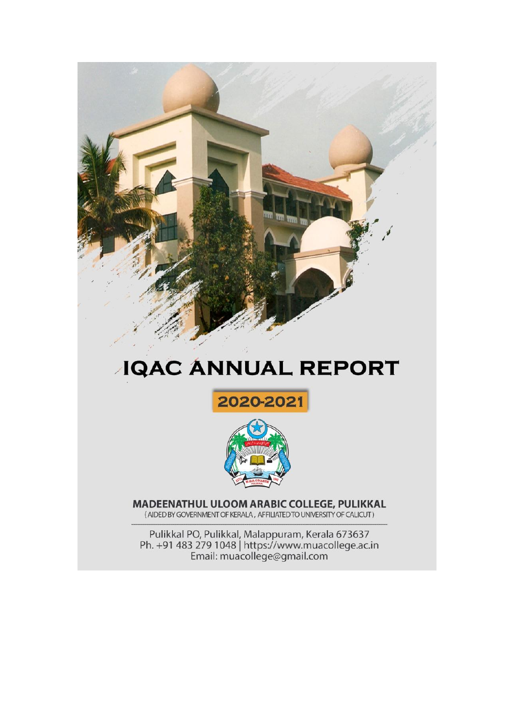# IQAC ANNUAL REPORT

## 2020-2021

**MADEENATHUL ULOOM ARABIC COLLEGE, PULIKKAL**
(AIDED BY GOVERNMENT OF KERALA, AFFILIATED TO UNIVERSITY OF CALICUT)

Pulikkal PO, Pulikkal, Malappuram, Kerala 673637
Ph. +91 483 279 1048 | https://www.muacollege.ac.in
Email: muacollege@gmail.com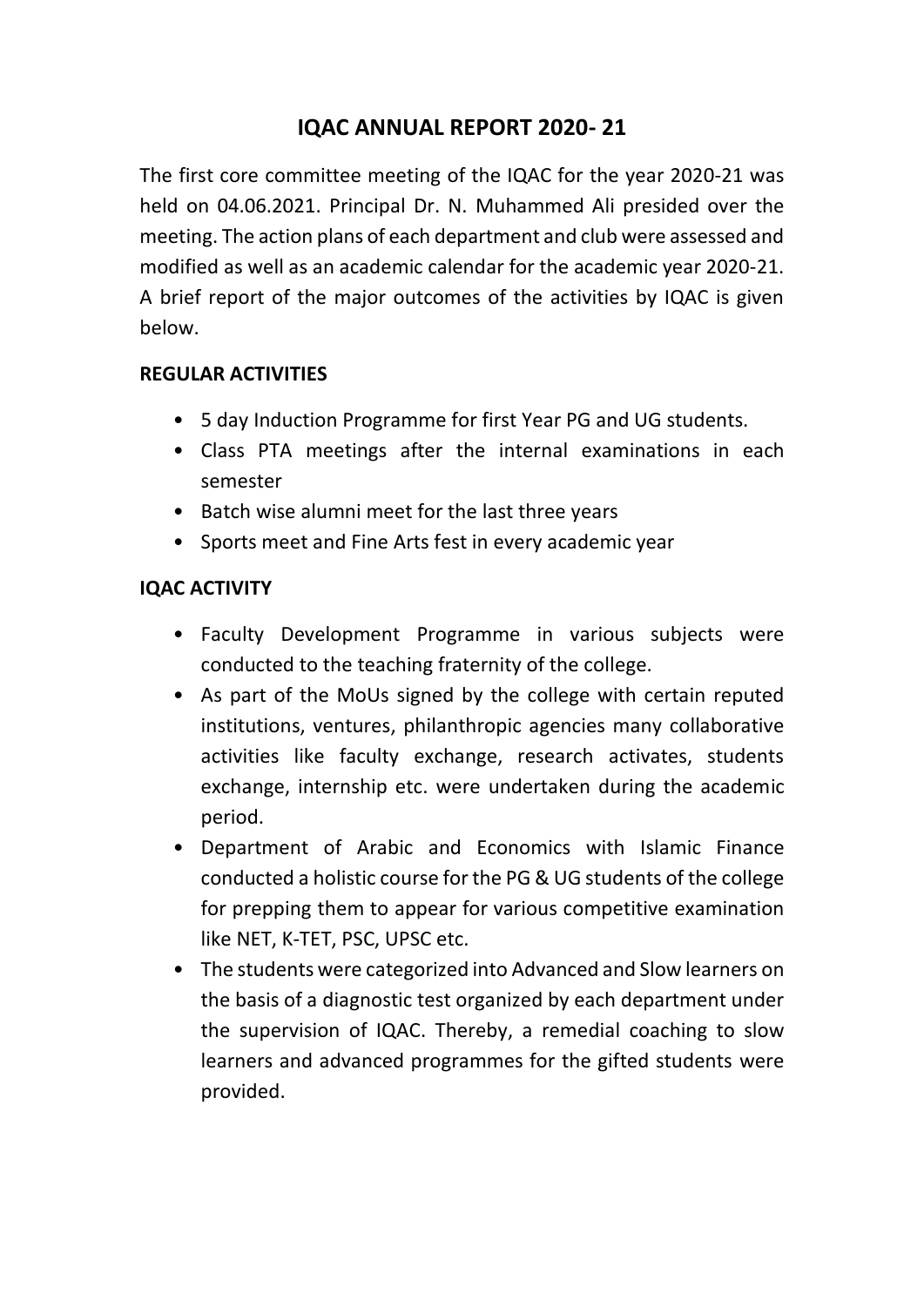# IQAC ANNUAL REPORT 2020- 21

The first core committee meeting of the IQAC for the year 2020-21 was held on 04.06.2021. Principal Dr. N. Muhammed Ali presided over the meeting. The action plans of each department and club were assessed and modified as well as an academic calendar for the academic year 2020-21. A brief report of the major outcomes of the activities by IQAC is given below.

**REGULAR ACTIVITIES**

- 5 day Induction Programme for first Year PG and UG students.
- Class PTA meetings after the internal examinations in each semester
- Batch wise alumni meet for the last three years
- Sports meet and Fine Arts fest in every academic year

**IQAC ACTIVITY**

- Faculty Development Programme in various subjects were conducted to the teaching fraternity of the college.
- As part of the MoUs signed by the college with certain reputed institutions, ventures, philanthropic agencies many collaborative activities like faculty exchange, research activates, students exchange, internship etc. were undertaken during the academic period.
- Department of Arabic and Economics with Islamic Finance conducted a holistic course for the PG & UG students of the college for prepping them to appear for various competitive examination like NET, K-TET, PSC, UPSC etc.
- The students were categorized into Advanced and Slow learners on the basis of a diagnostic test organized by each department under the supervision of IQAC. Thereby, a remedial coaching to slow learners and advanced programmes for the gifted students were provided.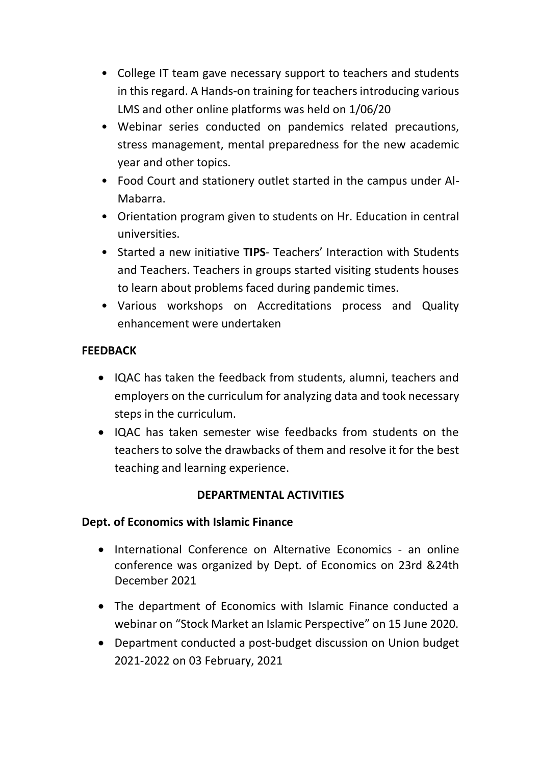- College IT team gave necessary support to teachers and students in this regard. A Hands-on training for teachers introducing various LMS and other online platforms was held on 1/06/20
- Webinar series conducted on pandemics related precautions, stress management, mental preparedness for the new academic year and other topics.
- Food Court and stationery outlet started in the campus under Al-Mabarra.
- Orientation program given to students on Hr. Education in central universities.
- Started a new initiative **TIPS**- Teachers' Interaction with Students and Teachers. Teachers in groups started visiting students houses to learn about problems faced during pandemic times.
- Various workshops on Accreditations process and Quality enhancement were undertaken

**FEEDBACK**

- IQAC has taken the feedback from students, alumni, teachers and employers on the curriculum for analyzing data and took necessary steps in the curriculum.
- IQAC has taken semester wise feedbacks from students on the teachers to solve the drawbacks of them and resolve it for the best teaching and learning experience.

## DEPARTMENTAL ACTIVITIES

**Dept. of Economics with Islamic Finance**

- International Conference on Alternative Economics - an online conference was organized by Dept. of Economics on 23rd &24th December 2021
- The department of Economics with Islamic Finance conducted a webinar on "Stock Market an Islamic Perspective" on 15 June 2020.
- Department conducted a post-budget discussion on Union budget 2021-2022 on 03 February, 2021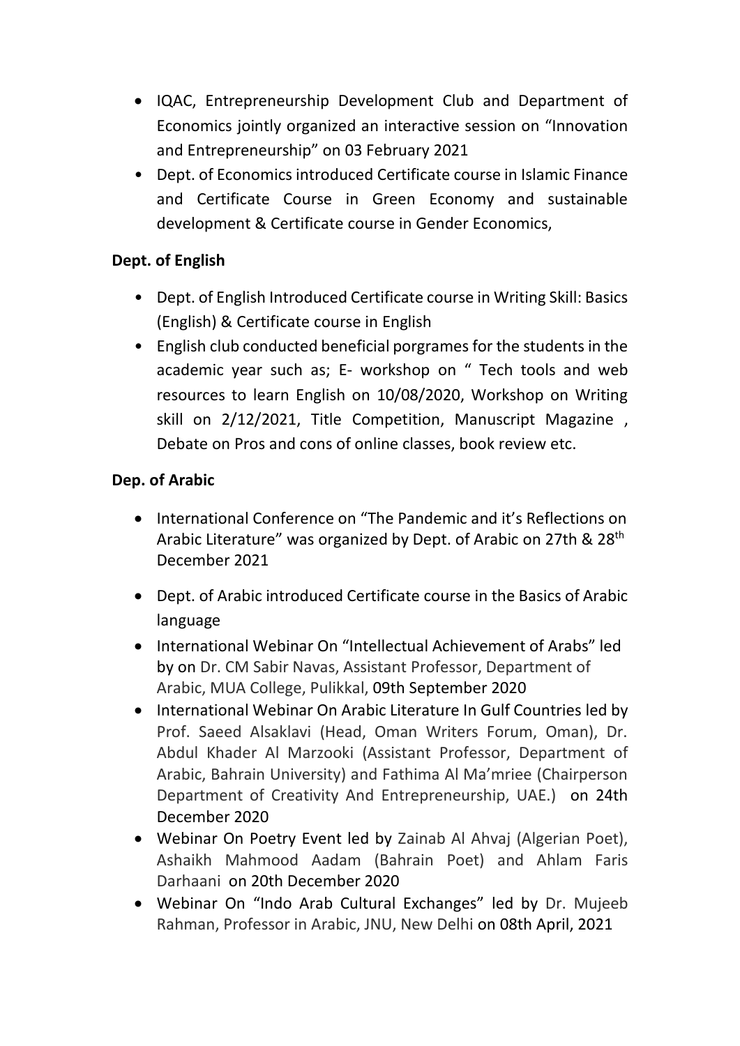- IQAC, Entrepreneurship Development Club and Department of Economics jointly organized an interactive session on "Innovation and Entrepreneurship" on 03 February 2021
- Dept. of Economics introduced Certificate course in Islamic Finance and Certificate Course in Green Economy and sustainable development & Certificate course in Gender Economics,

**Dept. of English**

- Dept. of English Introduced Certificate course in Writing Skill: Basics (English) & Certificate course in English
- English club conducted beneficial porgrames for the students in the academic year such as; E- workshop on " Tech tools and web resources to learn English on 10/08/2020, Workshop on Writing skill on 2/12/2021, Title Competition, Manuscript Magazine , Debate on Pros and cons of online classes, book review etc.

**Dep. of Arabic**

- International Conference on "The Pandemic and it's Reflections on Arabic Literature" was organized by Dept. of Arabic on 27th & 28th December 2021
- Dept. of Arabic introduced Certificate course in the Basics of Arabic language
- International Webinar On "Intellectual Achievement of Arabs" led by on Dr. CM Sabir Navas, Assistant Professor, Department of Arabic, MUA College, Pulikkal, 09th September 2020
- International Webinar On Arabic Literature In Gulf Countries led by Prof. Saeed Alsaklavi (Head, Oman Writers Forum, Oman), Dr. Abdul Khader Al Marzooki (Assistant Professor, Department of Arabic, Bahrain University) and Fathima Al Ma'mriee (Chairperson Department of Creativity And Entrepreneurship, UAE.) on 24th December 2020
- Webinar On Poetry Event led by Zainab Al Ahvaj (Algerian Poet), Ashaikh Mahmood Aadam (Bahrain Poet) and Ahlam Faris Darhaani on 20th December 2020
- Webinar On "Indo Arab Cultural Exchanges" led by Dr. Mujeeb Rahman, Professor in Arabic, JNU, New Delhi on 08th April, 2021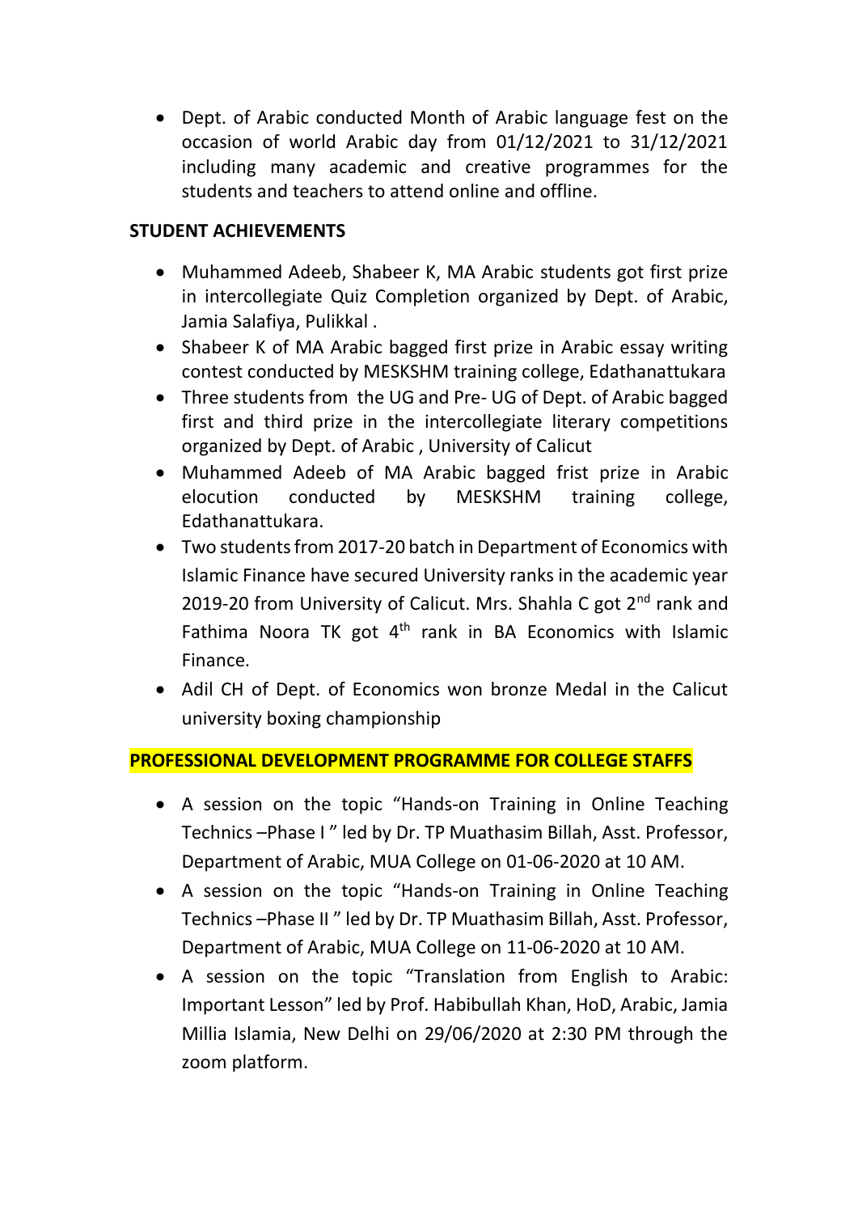- Dept. of Arabic conducted Month of Arabic language fest on the occasion of world Arabic day from 01/12/2021 to 31/12/2021 including many academic and creative programmes for the students and teachers to attend online and offline.

**STUDENT ACHIEVEMENTS**

- Muhammed Adeeb, Shabeer K, MA Arabic students got first prize in intercollegiate Quiz Completion organized by Dept. of Arabic, Jamia Salafiya, Pulikkal .
- Shabeer K of MA Arabic bagged first prize in Arabic essay writing contest conducted by MESKSHM training college, Edathanattukara
- Three students from the UG and Pre- UG of Dept. of Arabic bagged first and third prize in the intercollegiate literary competitions organized by Dept. of Arabic , University of Calicut
- Muhammed Adeeb of MA Arabic bagged frist prize in Arabic elocution conducted by MESKSHM training college, Edathanattukara.
- Two students from 2017-20 batch in Department of Economics with Islamic Finance have secured University ranks in the academic year 2019-20 from University of Calicut. Mrs. Shahla C got 2nd rank and Fathima Noora TK got 4th rank in BA Economics with Islamic Finance.
- Adil CH of Dept. of Economics won bronze Medal in the Calicut university boxing championship

**PROFESSIONAL DEVELOPMENT PROGRAMME FOR COLLEGE STAFFS**

- A session on the topic "Hands-on Training in Online Teaching Technics –Phase I " led by Dr. TP Muathasim Billah, Asst. Professor, Department of Arabic, MUA College on 01-06-2020 at 10 AM.
- A session on the topic "Hands-on Training in Online Teaching Technics –Phase II " led by Dr. TP Muathasim Billah, Asst. Professor, Department of Arabic, MUA College on 11-06-2020 at 10 AM.
- A session on the topic "Translation from English to Arabic: Important Lesson" led by Prof. Habibullah Khan, HoD, Arabic, Jamia Millia Islamia, New Delhi on 29/06/2020 at 2:30 PM through the zoom platform.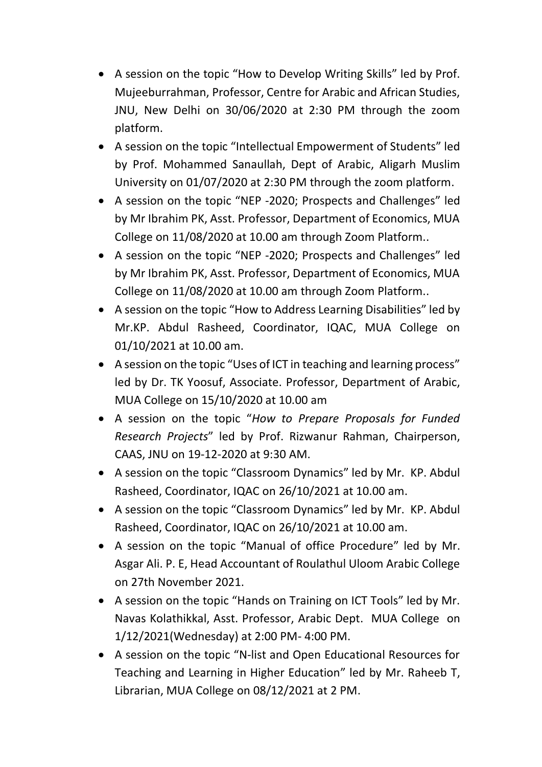- A session on the topic "How to Develop Writing Skills" led by Prof. Mujeeburrahman, Professor, Centre for Arabic and African Studies, JNU, New Delhi on 30/06/2020 at 2:30 PM through the zoom platform.
- A session on the topic "Intellectual Empowerment of Students" led by Prof. Mohammed Sanaullah, Dept of Arabic, Aligarh Muslim University on 01/07/2020 at 2:30 PM through the zoom platform.
- A session on the topic "NEP -2020; Prospects and Challenges" led by Mr Ibrahim PK, Asst. Professor, Department of Economics, MUA College on 11/08/2020 at 10.00 am through Zoom Platform..
- A session on the topic "NEP -2020; Prospects and Challenges" led by Mr Ibrahim PK, Asst. Professor, Department of Economics, MUA College on 11/08/2020 at 10.00 am through Zoom Platform..
- A session on the topic "How to Address Learning Disabilities" led by Mr.KP. Abdul Rasheed, Coordinator, IQAC, MUA College on 01/10/2021 at 10.00 am.
- A session on the topic "Uses of ICT in teaching and learning process" led by Dr. TK Yoosuf, Associate. Professor, Department of Arabic, MUA College on 15/10/2020 at 10.00 am
- A session on the topic "*How to Prepare Proposals for Funded Research Projects*" led by Prof. Rizwanur Rahman, Chairperson, CAAS, JNU on 19-12-2020 at 9:30 AM.
- A session on the topic "Classroom Dynamics" led by Mr. KP. Abdul Rasheed, Coordinator, IQAC on 26/10/2021 at 10.00 am.
- A session on the topic "Classroom Dynamics" led by Mr. KP. Abdul Rasheed, Coordinator, IQAC on 26/10/2021 at 10.00 am.
- A session on the topic "Manual of office Procedure" led by Mr. Asgar Ali. P. E, Head Accountant of Roulathul Uloom Arabic College on 27th November 2021.
- A session on the topic "Hands on Training on ICT Tools" led by Mr. Navas Kolathikkal, Asst. Professor, Arabic Dept. MUA College on 1/12/2021(Wednesday) at 2:00 PM- 4:00 PM.
- A session on the topic "N-list and Open Educational Resources for Teaching and Learning in Higher Education" led by Mr. Raheeb T, Librarian, MUA College on 08/12/2021 at 2 PM.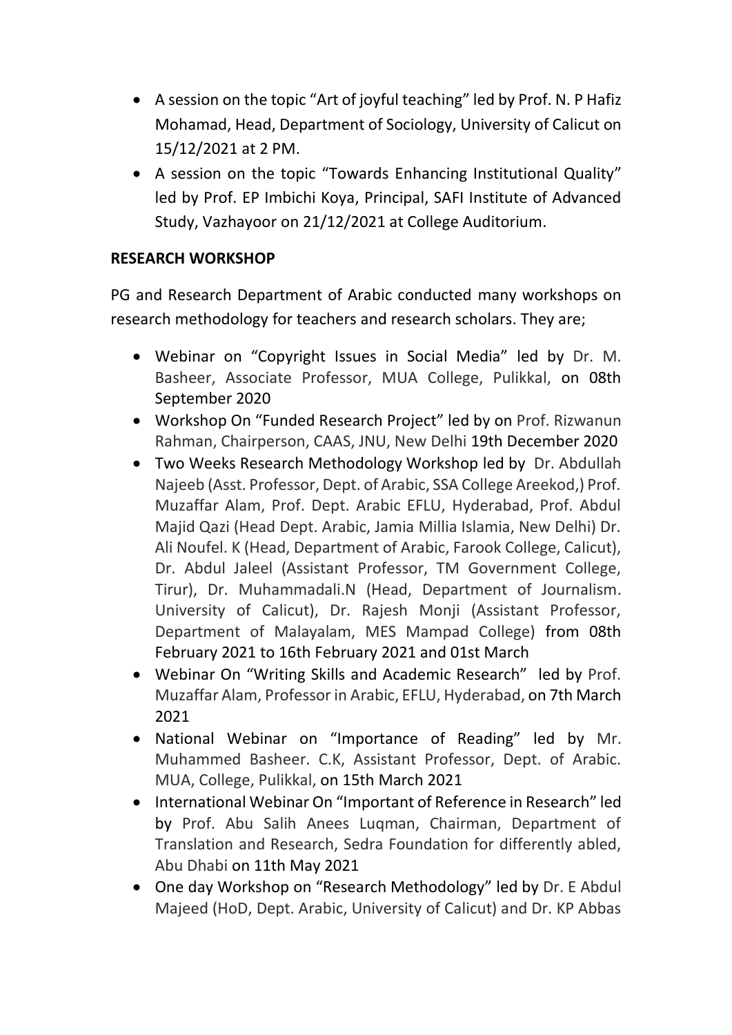- A session on the topic "Art of joyful teaching" led by Prof. N. P Hafiz Mohamad, Head, Department of Sociology, University of Calicut on 15/12/2021 at 2 PM.
- A session on the topic "Towards Enhancing Institutional Quality" led by Prof. EP Imbichi Koya, Principal, SAFI Institute of Advanced Study, Vazhayoor on 21/12/2021 at College Auditorium.

**RESEARCH WORKSHOP**

PG and Research Department of Arabic conducted many workshops on research methodology for teachers and research scholars. They are;

- Webinar on "Copyright Issues in Social Media" led by Dr. M. Basheer, Associate Professor, MUA College, Pulikkal, on 08th September 2020
- Workshop On "Funded Research Project" led by on Prof. Rizwanun Rahman, Chairperson, CAAS, JNU, New Delhi 19th December 2020
- Two Weeks Research Methodology Workshop led by Dr. Abdullah Najeeb (Asst. Professor, Dept. of Arabic, SSA College Areekod,) Prof. Muzaffar Alam, Prof. Dept. Arabic EFLU, Hyderabad, Prof. Abdul Majid Qazi (Head Dept. Arabic, Jamia Millia Islamia, New Delhi) Dr. Ali Noufel. K (Head, Department of Arabic, Farook College, Calicut), Dr. Abdul Jaleel (Assistant Professor, TM Government College, Tirur), Dr. Muhammadali.N (Head, Department of Journalism. University of Calicut), Dr. Rajesh Monji (Assistant Professor, Department of Malayalam, MES Mampad College) from 08th February 2021 to 16th February 2021 and 01st March
- Webinar On "Writing Skills and Academic Research" led by Prof. Muzaffar Alam, Professor in Arabic, EFLU, Hyderabad, on 7th March 2021
- National Webinar on "Importance of Reading" led by Mr. Muhammed Basheer. C.K, Assistant Professor, Dept. of Arabic. MUA, College, Pulikkal, on 15th March 2021
- International Webinar On "Important of Reference in Research" led by Prof. Abu Salih Anees Luqman, Chairman, Department of Translation and Research, Sedra Foundation for differently abled, Abu Dhabi on 11th May 2021
- One day Workshop on "Research Methodology" led by Dr. E Abdul Majeed (HoD, Dept. Arabic, University of Calicut) and Dr. KP Abbas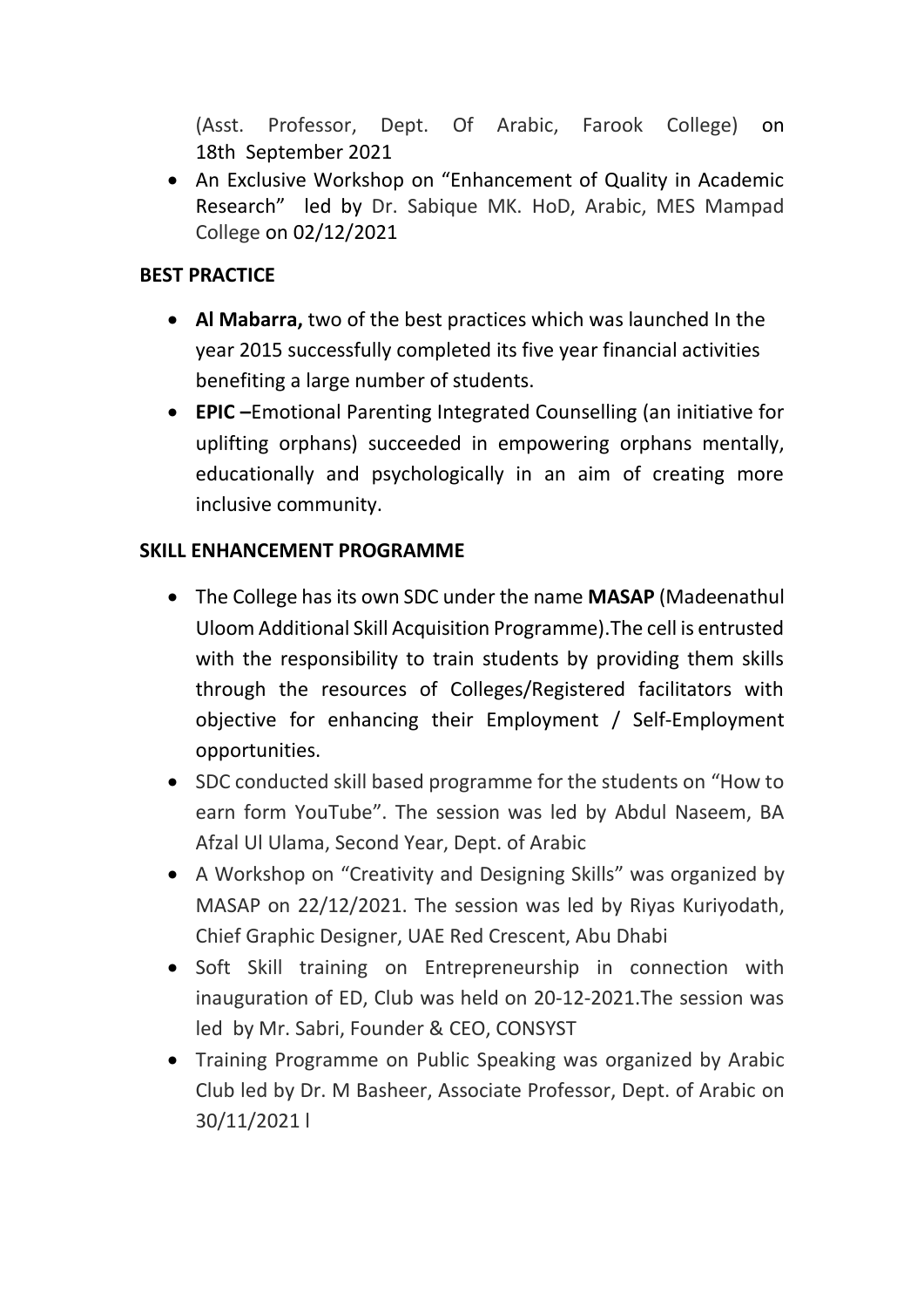(Asst. Professor, Dept. Of Arabic, Farook College) on 18th September 2021

- An Exclusive Workshop on "Enhancement of Quality in Academic Research" led by Dr. Sabique MK. HoD, Arabic, MES Mampad College on 02/12/2021

**BEST PRACTICE**

- **Al Mabarra,** two of the best practices which was launched In the year 2015 successfully completed its five year financial activities benefiting a large number of students.
- **EPIC –**Emotional Parenting Integrated Counselling (an initiative for uplifting orphans) succeeded in empowering orphans mentally, educationally and psychologically in an aim of creating more inclusive community.

**SKILL ENHANCEMENT PROGRAMME**

- The College has its own SDC under the name **MASAP** (Madeenathul Uloom Additional Skill Acquisition Programme).The cell is entrusted with the responsibility to train students by providing them skills through the resources of Colleges/Registered facilitators with objective for enhancing their Employment / Self-Employment opportunities.
- SDC conducted skill based programme for the students on "How to earn form YouTube". The session was led by Abdul Naseem, BA Afzal Ul Ulama, Second Year, Dept. of Arabic
- A Workshop on "Creativity and Designing Skills" was organized by MASAP on 22/12/2021. The session was led by Riyas Kuriyodath, Chief Graphic Designer, UAE Red Crescent, Abu Dhabi
- Soft Skill training on Entrepreneurship in connection with inauguration of ED, Club was held on 20-12-2021.The session was led by Mr. Sabri, Founder & CEO, CONSYST
- Training Programme on Public Speaking was organized by Arabic Club led by Dr. M Basheer, Associate Professor, Dept. of Arabic on 30/11/2021 l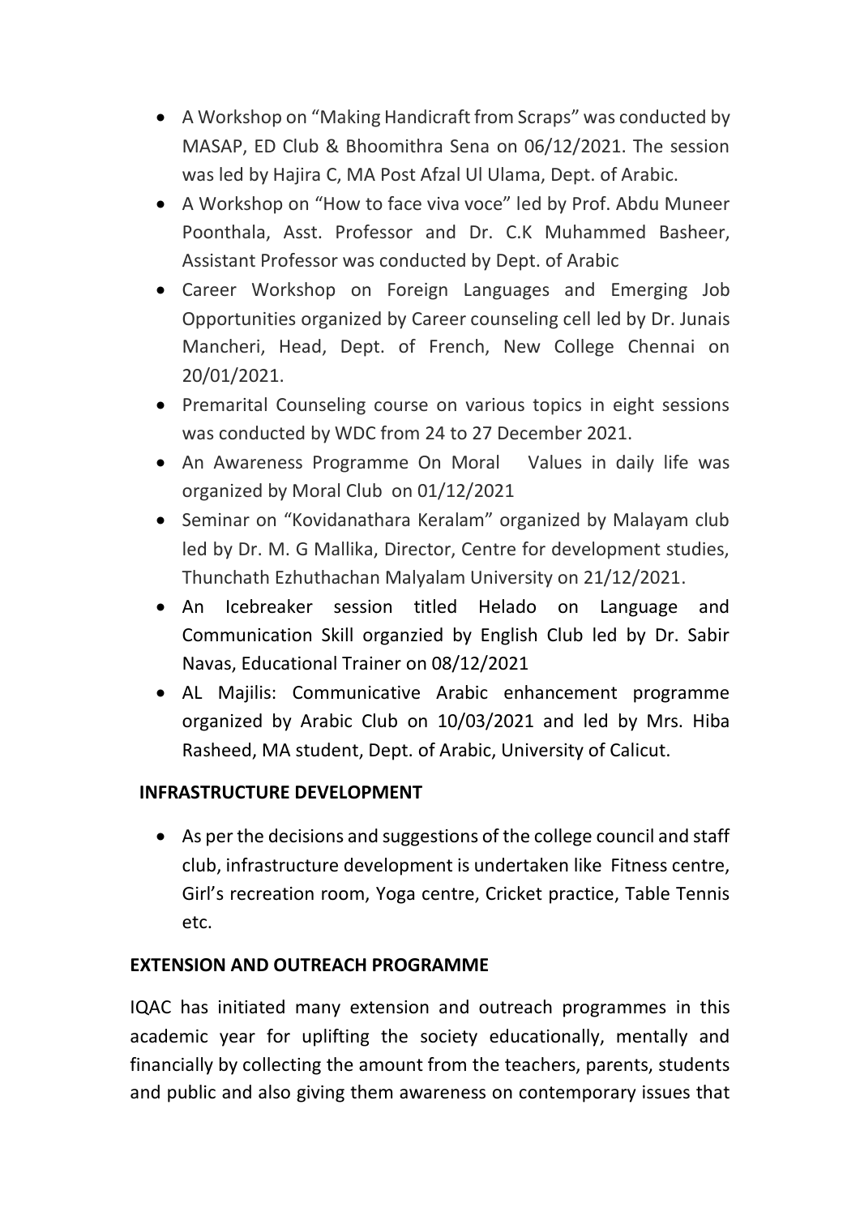- A Workshop on "Making Handicraft from Scraps" was conducted by MASAP, ED Club & Bhoomithra Sena on 06/12/2021. The session was led by Hajira C, MA Post Afzal Ul Ulama, Dept. of Arabic.
- A Workshop on "How to face viva voce" led by Prof. Abdu Muneer Poonthala, Asst. Professor and Dr. C.K Muhammed Basheer, Assistant Professor was conducted by Dept. of Arabic
- Career Workshop on Foreign Languages and Emerging Job Opportunities organized by Career counseling cell led by Dr. Junais Mancheri, Head, Dept. of French, New College Chennai on 20/01/2021.
- Premarital Counseling course on various topics in eight sessions was conducted by WDC from 24 to 27 December 2021.
- An Awareness Programme On Moral Values in daily life was organized by Moral Club on 01/12/2021
- Seminar on "Kovidanathara Keralam" organized by Malayam club led by Dr. M. G Mallika, Director, Centre for development studies, Thunchath Ezhuthachan Malyalam University on 21/12/2021.
- An Icebreaker session titled Helado on Language and Communication Skill organzied by English Club led by Dr. Sabir Navas, Educational Trainer on 08/12/2021
- AL Majilis: Communicative Arabic enhancement programme organized by Arabic Club on 10/03/2021 and led by Mrs. Hiba Rasheed, MA student, Dept. of Arabic, University of Calicut.

**INFRASTRUCTURE DEVELOPMENT**

- As per the decisions and suggestions of the college council and staff club, infrastructure development is undertaken like Fitness centre, Girl's recreation room, Yoga centre, Cricket practice, Table Tennis etc.

**EXTENSION AND OUTREACH PROGRAMME**

IQAC has initiated many extension and outreach programmes in this academic year for uplifting the society educationally, mentally and financially by collecting the amount from the teachers, parents, students and public and also giving them awareness on contemporary issues that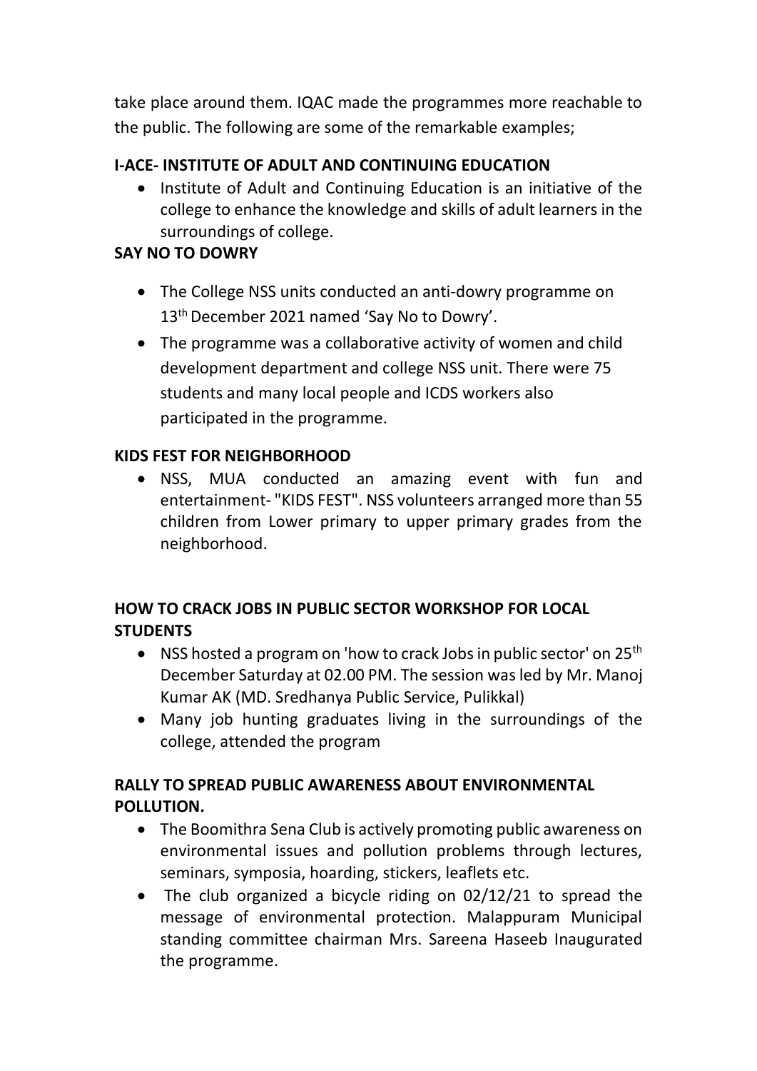take place around them. IQAC made the programmes more reachable to the public. The following are some of the remarkable examples;

**I-ACE- INSTITUTE OF ADULT AND CONTINUING EDUCATION**

- Institute of Adult and Continuing Education is an initiative of the college to enhance the knowledge and skills of adult learners in the surroundings of college.

**SAY NO TO DOWRY**

- The College NSS units conducted an anti-dowry programme on 13th December 2021 named 'Say No to Dowry'.
- The programme was a collaborative activity of women and child development department and college NSS unit. There were 75 students and many local people and ICDS workers also participated in the programme.

**KIDS FEST FOR NEIGHBORHOOD**

- NSS, MUA conducted an amazing event with fun and entertainment- "KIDS FEST". NSS volunteers arranged more than 55 children from Lower primary to upper primary grades from the neighborhood.

**HOW TO CRACK JOBS IN PUBLIC SECTOR WORKSHOP FOR LOCAL STUDENTS**

- NSS hosted a program on 'how to crack Jobs in public sector' on 25th December Saturday at 02.00 PM. The session was led by Mr. Manoj Kumar AK (MD. Sredhanya Public Service, Pulikkal)
- Many job hunting graduates living in the surroundings of the college, attended the program

**RALLY TO SPREAD PUBLIC AWARENESS ABOUT ENVIRONMENTAL POLLUTION.**

- The Boomithra Sena Club is actively promoting public awareness on environmental issues and pollution problems through lectures, seminars, symposia, hoarding, stickers, leaflets etc.
- The club organized a bicycle riding on 02/12/21 to spread the message of environmental protection. Malappuram Municipal standing committee chairman Mrs. Sareena Haseeb Inaugurated the programme.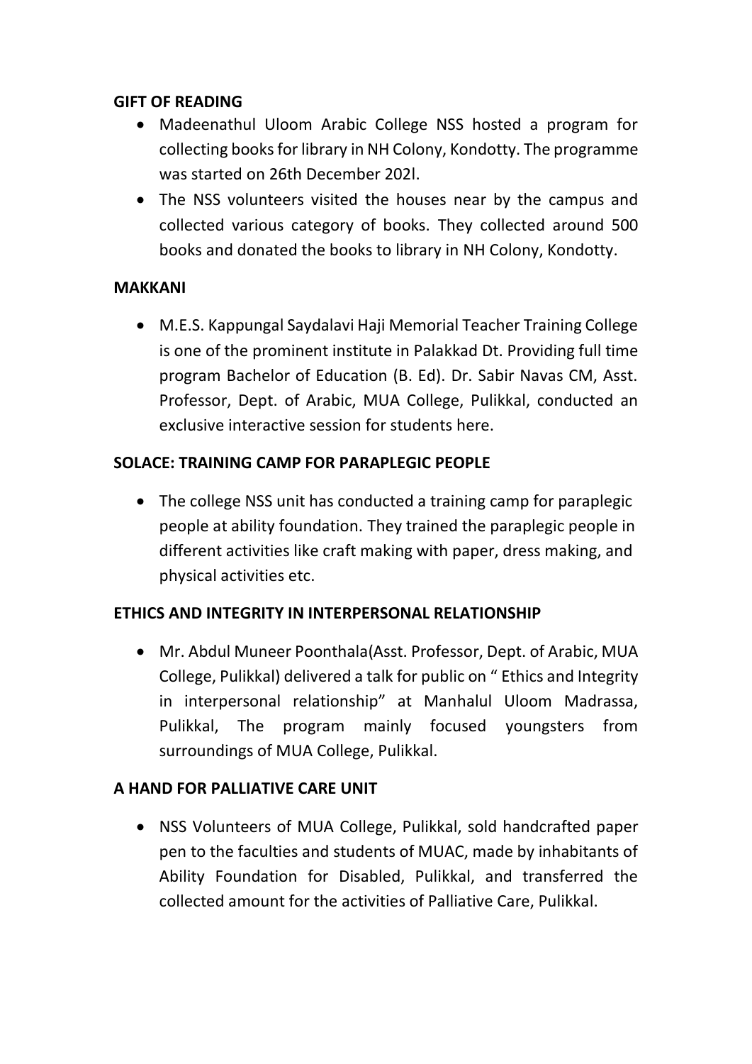**GIFT OF READING**

- Madeenathul Uloom Arabic College NSS hosted a program for collecting books for library in NH Colony, Kondotty. The programme was started on 26th December 202l.
- The NSS volunteers visited the houses near by the campus and collected various category of books. They collected around 500 books and donated the books to library in NH Colony, Kondotty.

**MAKKANI**

- M.E.S. Kappungal Saydalavi Haji Memorial Teacher Training College is one of the prominent institute in Palakkad Dt. Providing full time program Bachelor of Education (B. Ed). Dr. Sabir Navas CM, Asst. Professor, Dept. of Arabic, MUA College, Pulikkal, conducted an exclusive interactive session for students here.

**SOLACE: TRAINING CAMP FOR PARAPLEGIC PEOPLE**

- The college NSS unit has conducted a training camp for paraplegic people at ability foundation. They trained the paraplegic people in different activities like craft making with paper, dress making, and physical activities etc.

**ETHICS AND INTEGRITY IN INTERPERSONAL RELATIONSHIP**

- Mr. Abdul Muneer Poonthala(Asst. Professor, Dept. of Arabic, MUA College, Pulikkal) delivered a talk for public on " Ethics and Integrity in interpersonal relationship" at Manhalul Uloom Madrassa, Pulikkal, The program mainly focused youngsters from surroundings of MUA College, Pulikkal.

**A HAND FOR PALLIATIVE CARE UNIT**

- NSS Volunteers of MUA College, Pulikkal, sold handcrafted paper pen to the faculties and students of MUAC, made by inhabitants of Ability Foundation for Disabled, Pulikkal, and transferred the collected amount for the activities of Palliative Care, Pulikkal.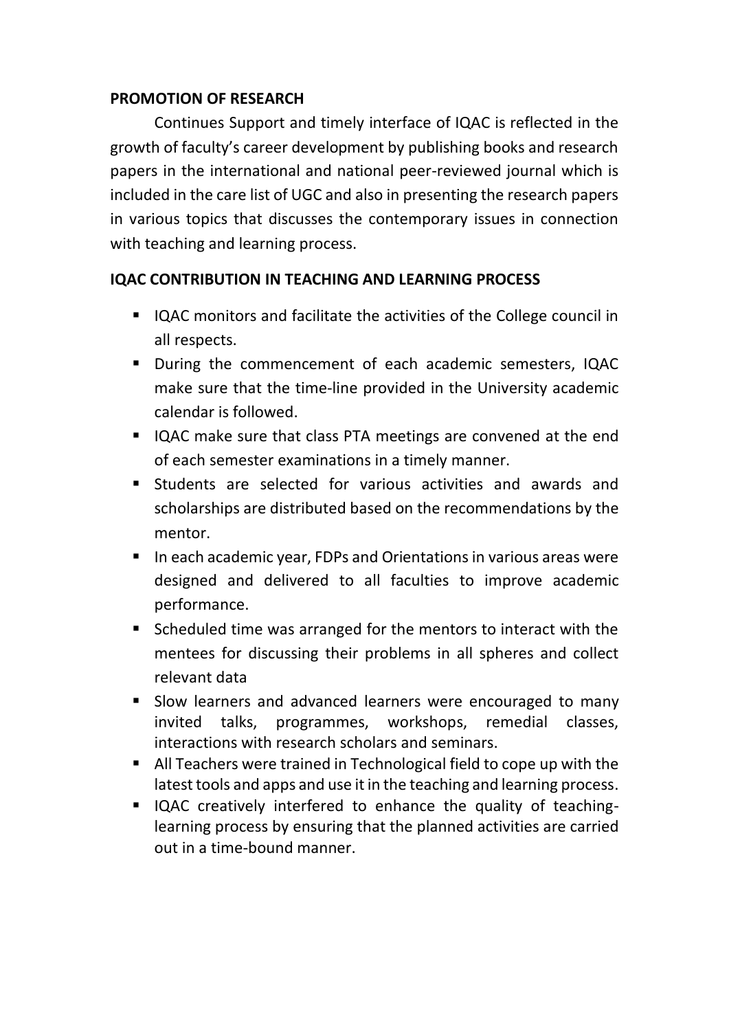**PROMOTION OF RESEARCH**

Continues Support and timely interface of IQAC is reflected in the growth of faculty's career development by publishing books and research papers in the international and national peer-reviewed journal which is included in the care list of UGC and also in presenting the research papers in various topics that discusses the contemporary issues in connection with teaching and learning process.

**IQAC CONTRIBUTION IN TEACHING AND LEARNING PROCESS**

- IQAC monitors and facilitate the activities of the College council in all respects.
- During the commencement of each academic semesters, IQAC make sure that the time-line provided in the University academic calendar is followed.
- IQAC make sure that class PTA meetings are convened at the end of each semester examinations in a timely manner.
- Students are selected for various activities and awards and scholarships are distributed based on the recommendations by the mentor.
- In each academic year, FDPs and Orientations in various areas were designed and delivered to all faculties to improve academic performance.
- Scheduled time was arranged for the mentors to interact with the mentees for discussing their problems in all spheres and collect relevant data
- Slow learners and advanced learners were encouraged to many invited talks, programmes, workshops, remedial classes, interactions with research scholars and seminars.
- All Teachers were trained in Technological field to cope up with the latest tools and apps and use it in the teaching and learning process.
- IQAC creatively interfered to enhance the quality of teaching-learning process by ensuring that the planned activities are carried out in a time-bound manner.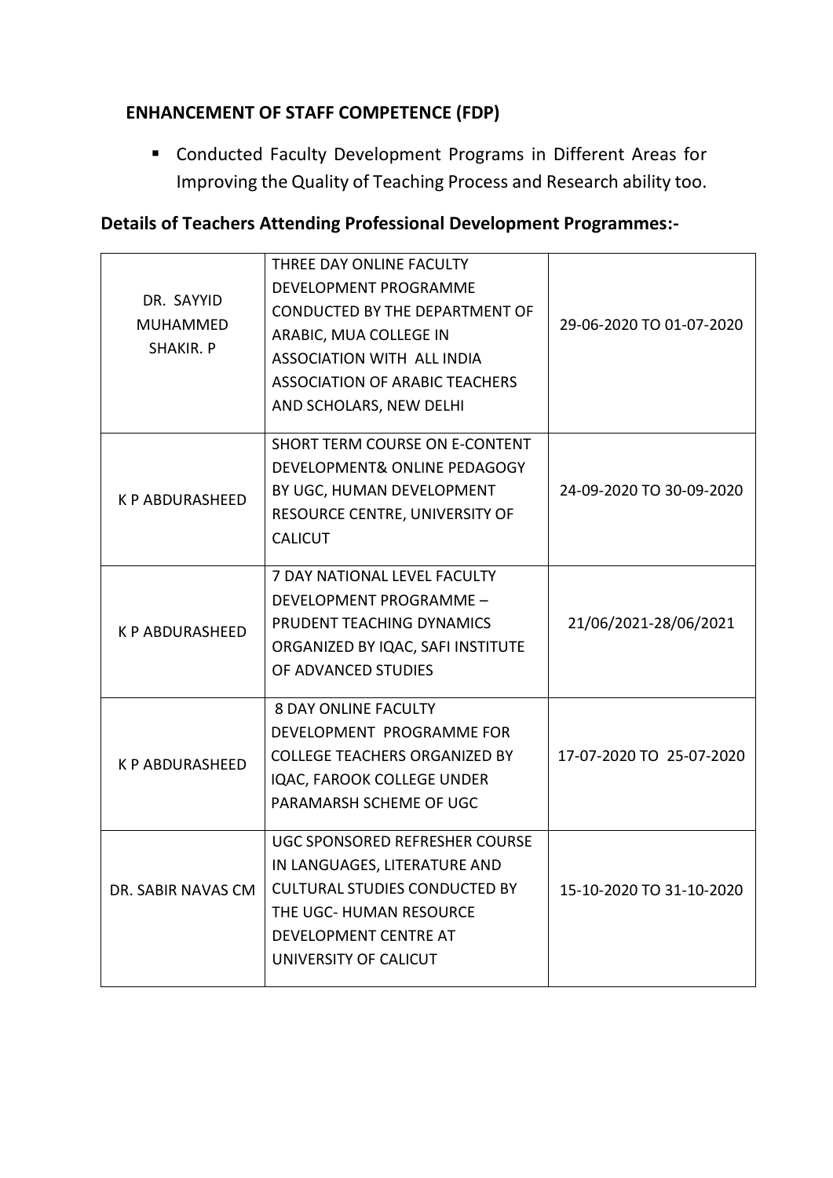## ENHANCEMENT OF STAFF COMPETENCE (FDP)

- Conducted Faculty Development Programs in Different Areas for Improving the Quality of Teaching Process and Research ability too.

## Details of Teachers Attending Professional Development Programmes:-

| | | |
|---|---|---|
| DR. SAYYID MUHAMMED SHAKIR. P | THREE DAY ONLINE FACULTY DEVELOPMENT PROGRAMME CONDUCTED BY THE DEPARTMENT OF ARABIC, MUA COLLEGE IN ASSOCIATION WITH ALL INDIA ASSOCIATION OF ARABIC TEACHERS AND SCHOLARS, NEW DELHI | 29-06-2020 TO 01-07-2020 |
| K P ABDURASHEED | SHORT TERM COURSE ON E-CONTENT DEVELOPMENT& ONLINE PEDAGOGY BY UGC, HUMAN DEVELOPMENT RESOURCE CENTRE, UNIVERSITY OF CALICUT | 24-09-2020 TO 30-09-2020 |
| K P ABDURASHEED | 7 DAY NATIONAL LEVEL FACULTY DEVELOPMENT PROGRAMME – PRUDENT TEACHING DYNAMICS ORGANIZED BY IQAC, SAFI INSTITUTE OF ADVANCED STUDIES | 21/06/2021-28/06/2021 |
| K P ABDURASHEED | 8 DAY ONLINE FACULTY DEVELOPMENT PROGRAMME FOR COLLEGE TEACHERS ORGANIZED BY IQAC, FAROOK COLLEGE UNDER PARAMARSH SCHEME OF UGC | 17-07-2020 TO 25-07-2020 |
| DR. SABIR NAVAS CM | UGC SPONSORED REFRESHER COURSE IN LANGUAGES, LITERATURE AND CULTURAL STUDIES CONDUCTED BY THE UGC- HUMAN RESOURCE DEVELOPMENT CENTRE AT UNIVERSITY OF CALICUT | 15-10-2020 TO 31-10-2020 |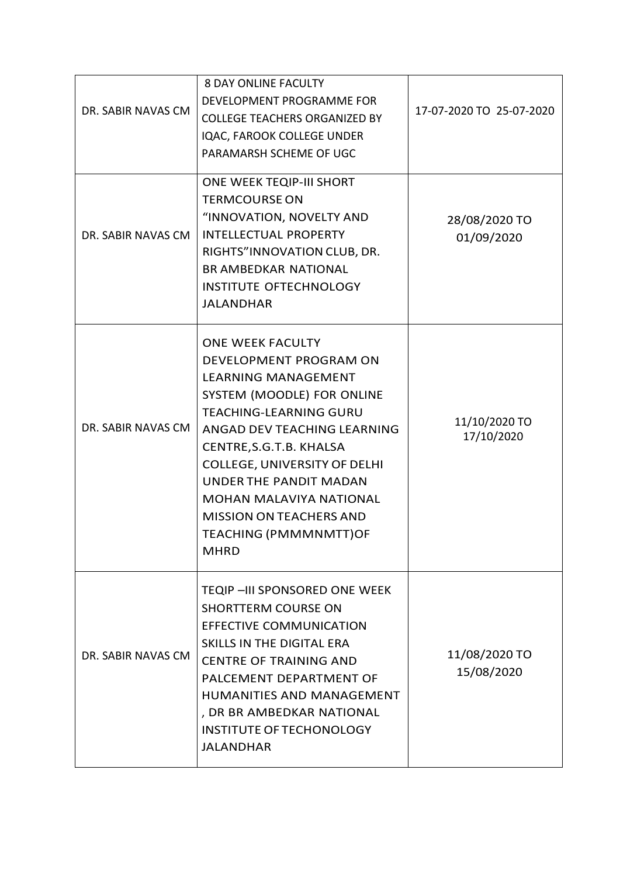| DR. SABIR NAVAS CM | 8 DAY ONLINE FACULTY DEVELOPMENT PROGRAMME FOR COLLEGE TEACHERS ORGANIZED BY IQAC, FAROOK COLLEGE UNDER PARAMARSH SCHEME OF UGC | 17-07-2020 TO 25-07-2020 |
|---|---|---|
| DR. SABIR NAVAS CM | ONE WEEK TEQIP-III SHORT TERMCOURSE ON "INNOVATION, NOVELTY AND INTELLECTUAL PROPERTY RIGHTS"INNOVATION CLUB, DR. BR AMBEDKAR NATIONAL INSTITUTE OFTECHNOLOGY JALANDHAR | 28/08/2020 TO 01/09/2020 |
| DR. SABIR NAVAS CM | ONE WEEK FACULTY DEVELOPMENT PROGRAM ON LEARNING MANAGEMENT SYSTEM (MOODLE) FOR ONLINE TEACHING-LEARNING GURU ANGAD DEV TEACHING LEARNING CENTRE,S.G.T.B. KHALSA COLLEGE, UNIVERSITY OF DELHI UNDER THE PANDIT MADAN MOHAN MALAVIYA NATIONAL MISSION ON TEACHERS AND TEACHING (PMMMNMTT)OF MHRD | 11/10/2020 TO 17/10/2020 |
| DR. SABIR NAVAS CM | TEQIP –III SPONSORED ONE WEEK SHORTTERM COURSE ON EFFECTIVE COMMUNICATION SKILLS IN THE DIGITAL ERA CENTRE OF TRAINING AND PALCEMENT DEPARTMENT OF HUMANITIES AND MANAGEMENT , DR BR AMBEDKAR NATIONAL INSTITUTE OF TECHONOLOGY JALANDHAR | 11/08/2020 TO 15/08/2020 |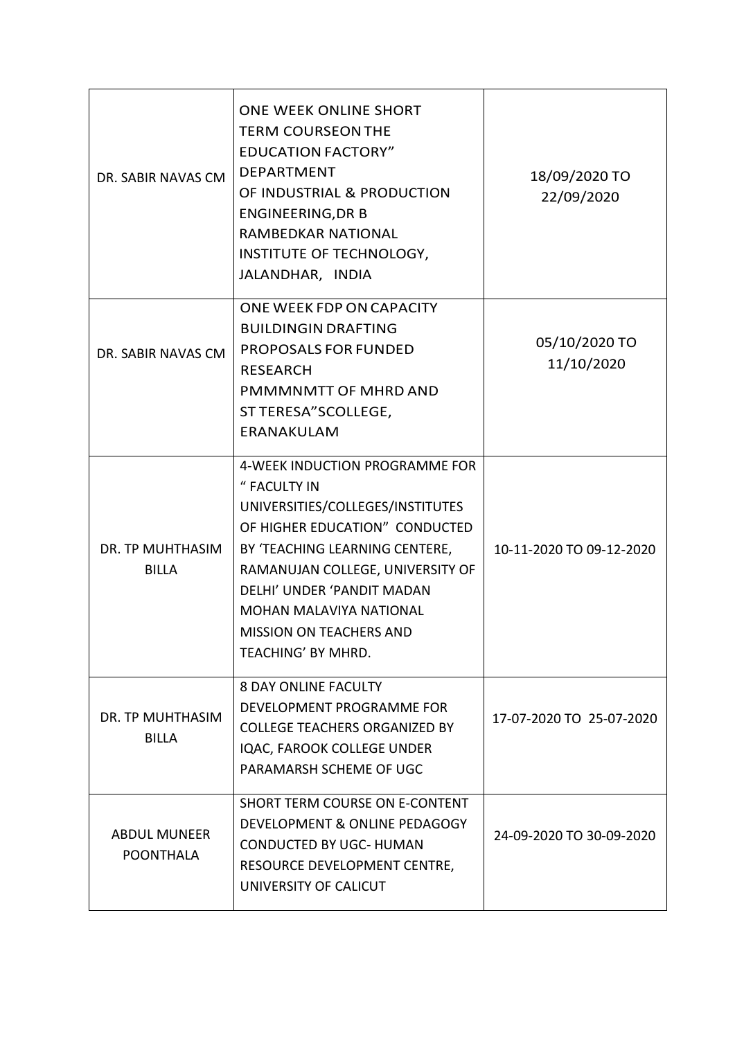| | | |
|---|---|---|
| DR. SABIR NAVAS CM | ONE WEEK ONLINE SHORT TERM COURSEON THE EDUCATION FACTORY" DEPARTMENT OF INDUSTRIAL & PRODUCTION ENGINEERING,DR B RAMBEDKAR NATIONAL INSTITUTE OF TECHNOLOGY, JALANDHAR, INDIA | 18/09/2020 TO 22/09/2020 |
| DR. SABIR NAVAS CM | ONE WEEK FDP ON CAPACITY BUILDINGIN DRAFTING PROPOSALS FOR FUNDED RESEARCH PMMMNMTT OF MHRD AND ST TERESA"SCOLLEGE, ERANAKULAM | 05/10/2020 TO 11/10/2020 |
| DR. TP MUHTHASIM BILLA | 4-WEEK INDUCTION PROGRAMME FOR " FACULTY IN UNIVERSITIES/COLLEGES/INSTITUTES OF HIGHER EDUCATION" CONDUCTED BY 'TEACHING LEARNING CENTERE, RAMANUJAN COLLEGE, UNIVERSITY OF DELHI' UNDER 'PANDIT MADAN MOHAN MALAVIYA NATIONAL MISSION ON TEACHERS AND TEACHING' BY MHRD. | 10-11-2020 TO 09-12-2020 |
| DR. TP MUHTHASIM BILLA | 8 DAY ONLINE FACULTY DEVELOPMENT PROGRAMME FOR COLLEGE TEACHERS ORGANIZED BY IQAC, FAROOK COLLEGE UNDER PARAMARSH SCHEME OF UGC | 17-07-2020 TO 25-07-2020 |
| ABDUL MUNEER POONTHALA | SHORT TERM COURSE ON E-CONTENT DEVELOPMENT & ONLINE PEDAGOGY CONDUCTED BY UGC- HUMAN RESOURCE DEVELOPMENT CENTRE, UNIVERSITY OF CALICUT | 24-09-2020 TO 30-09-2020 |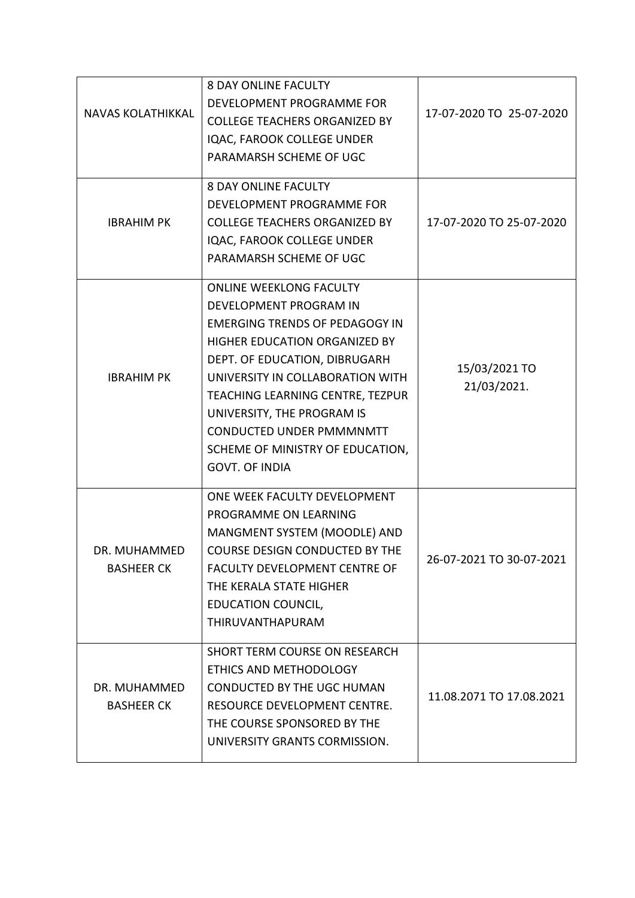| | | |
|---|---|---|
| NAVAS KOLATHIKKAL | 8 DAY ONLINE FACULTY DEVELOPMENT PROGRAMME FOR COLLEGE TEACHERS ORGANIZED BY IQAC, FAROOK COLLEGE UNDER PARAMARSH SCHEME OF UGC | 17-07-2020 TO 25-07-2020 |
| IBRAHIM PK | 8 DAY ONLINE FACULTY DEVELOPMENT PROGRAMME FOR COLLEGE TEACHERS ORGANIZED BY IQAC, FAROOK COLLEGE UNDER PARAMARSH SCHEME OF UGC | 17-07-2020 TO 25-07-2020 |
| IBRAHIM PK | ONLINE WEEKLONG FACULTY DEVELOPMENT PROGRAM IN EMERGING TRENDS OF PEDAGOGY IN HIGHER EDUCATION ORGANIZED BY DEPT. OF EDUCATION, DIBRUGARH UNIVERSITY IN COLLABORATION WITH TEACHING LEARNING CENTRE, TEZPUR UNIVERSITY, THE PROGRAM IS CONDUCTED UNDER PMMMNMTT SCHEME OF MINISTRY OF EDUCATION, GOVT. OF INDIA | 15/03/2021 TO 21/03/2021. |
| DR. MUHAMMED BASHEER CK | ONE WEEK FACULTY DEVELOPMENT PROGRAMME ON LEARNING MANGMENT SYSTEM (MOODLE) AND COURSE DESIGN CONDUCTED BY THE FACULTY DEVELOPMENT CENTRE OF THE KERALA STATE HIGHER EDUCATION COUNCIL, THIRUVANTHAPURAM | 26-07-2021 TO 30-07-2021 |
| DR. MUHAMMED BASHEER CK | SHORT TERM COURSE ON RESEARCH ETHICS AND METHODOLOGY CONDUCTED BY THE UGC HUMAN RESOURCE DEVELOPMENT CENTRE. THE COURSE SPONSORED BY THE UNIVERSITY GRANTS CORMISSION. | 11.08.2071 TO 17.08.2021 |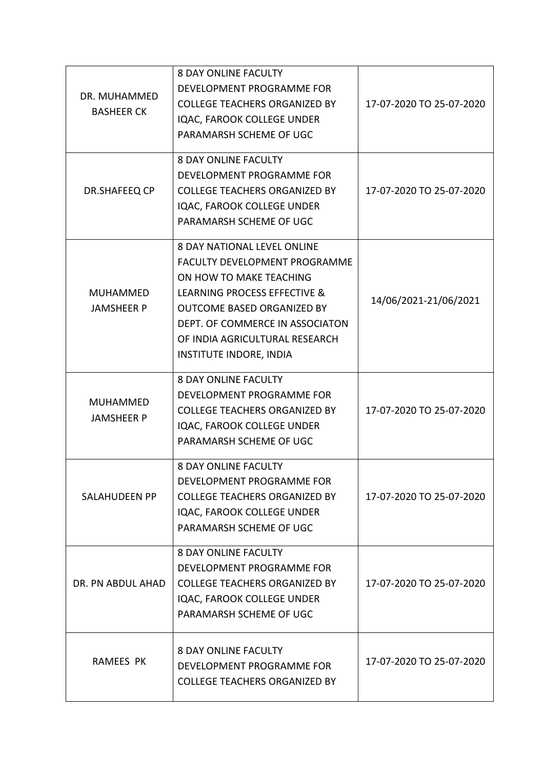| DR. MUHAMMED BASHEER CK | 8 DAY ONLINE FACULTY DEVELOPMENT PROGRAMME FOR COLLEGE TEACHERS ORGANIZED BY IQAC, FAROOK COLLEGE UNDER PARAMARSH SCHEME OF UGC | 17-07-2020 TO 25-07-2020 |
|---|---|---|
| DR.SHAFEEQ CP | 8 DAY ONLINE FACULTY DEVELOPMENT PROGRAMME FOR COLLEGE TEACHERS ORGANIZED BY IQAC, FAROOK COLLEGE UNDER PARAMARSH SCHEME OF UGC | 17-07-2020 TO 25-07-2020 |
| MUHAMMED JAMSHEER P | 8 DAY NATIONAL LEVEL ONLINE FACULTY DEVELOPMENT PROGRAMME ON HOW TO MAKE TEACHING LEARNING PROCESS EFFECTIVE & OUTCOME BASED ORGANIZED BY DEPT. OF COMMERCE IN ASSOCIATON OF INDIA AGRICULTURAL RESEARCH INSTITUTE INDORE, INDIA | 14/06/2021-21/06/2021 |
| MUHAMMED JAMSHEER P | 8 DAY ONLINE FACULTY DEVELOPMENT PROGRAMME FOR COLLEGE TEACHERS ORGANIZED BY IQAC, FAROOK COLLEGE UNDER PARAMARSH SCHEME OF UGC | 17-07-2020 TO 25-07-2020 |
| SALAHUDEEN PP | 8 DAY ONLINE FACULTY DEVELOPMENT PROGRAMME FOR COLLEGE TEACHERS ORGANIZED BY IQAC, FAROOK COLLEGE UNDER PARAMARSH SCHEME OF UGC | 17-07-2020 TO 25-07-2020 |
| DR. PN ABDUL AHAD | 8 DAY ONLINE FACULTY DEVELOPMENT PROGRAMME FOR COLLEGE TEACHERS ORGANIZED BY IQAC, FAROOK COLLEGE UNDER PARAMARSH SCHEME OF UGC | 17-07-2020 TO 25-07-2020 |
| RAMEES PK | 8 DAY ONLINE FACULTY DEVELOPMENT PROGRAMME FOR COLLEGE TEACHERS ORGANIZED BY | 17-07-2020 TO 25-07-2020 |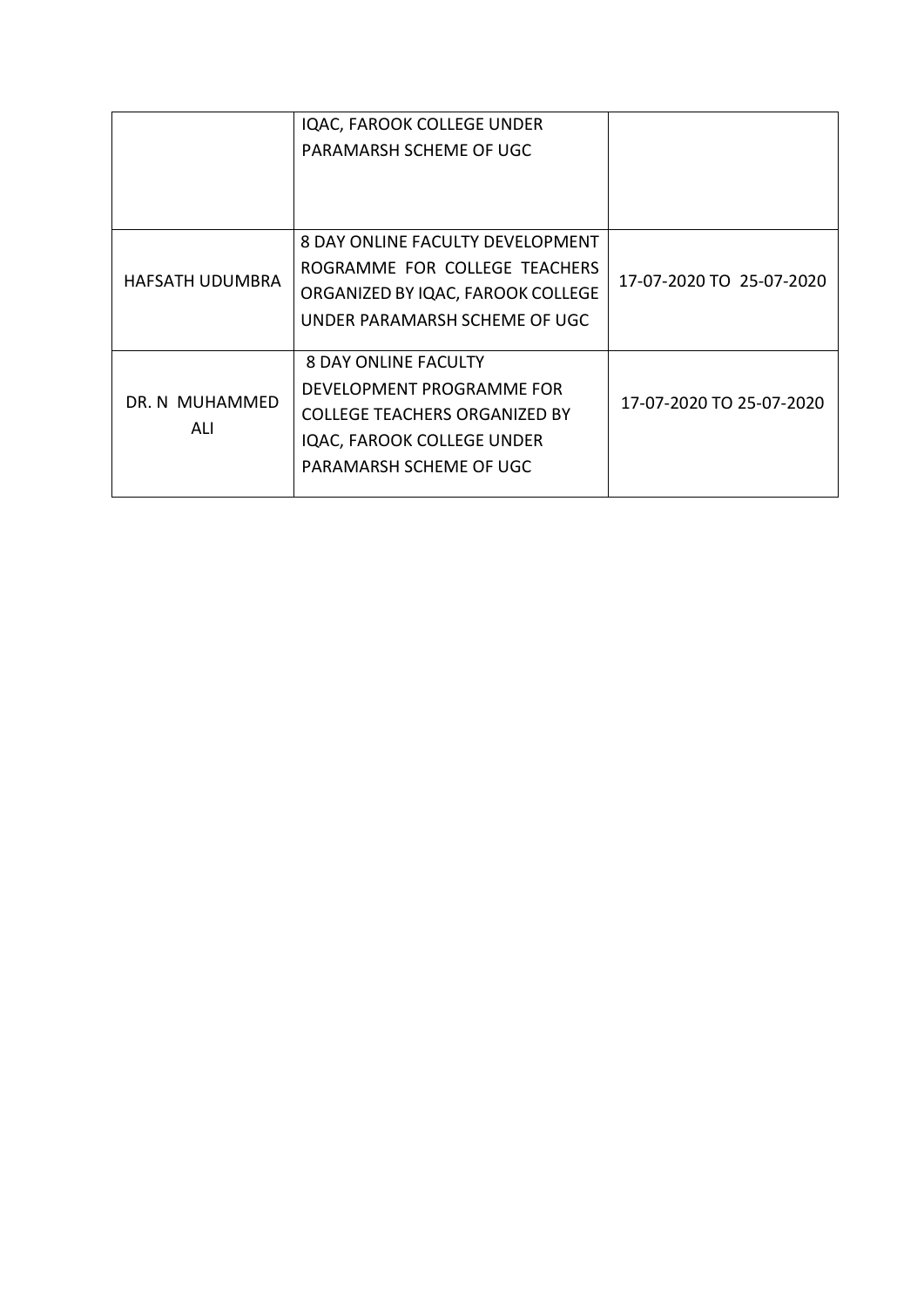| | | |
|---|---|---|
| | IQAC, FAROOK COLLEGE UNDER PARAMARSH SCHEME OF UGC | |
| HAFSATH UDUMBRA | 8 DAY ONLINE FACULTY DEVELOPMENT ROGRAMME FOR COLLEGE TEACHERS ORGANIZED BY IQAC, FAROOK COLLEGE UNDER PARAMARSH SCHEME OF UGC | 17-07-2020 TO 25-07-2020 |
| DR. N MUHAMMED ALI | 8 DAY ONLINE FACULTY DEVELOPMENT PROGRAMME FOR COLLEGE TEACHERS ORGANIZED BY IQAC, FAROOK COLLEGE UNDER PARAMARSH SCHEME OF UGC | 17-07-2020 TO 25-07-2020 |